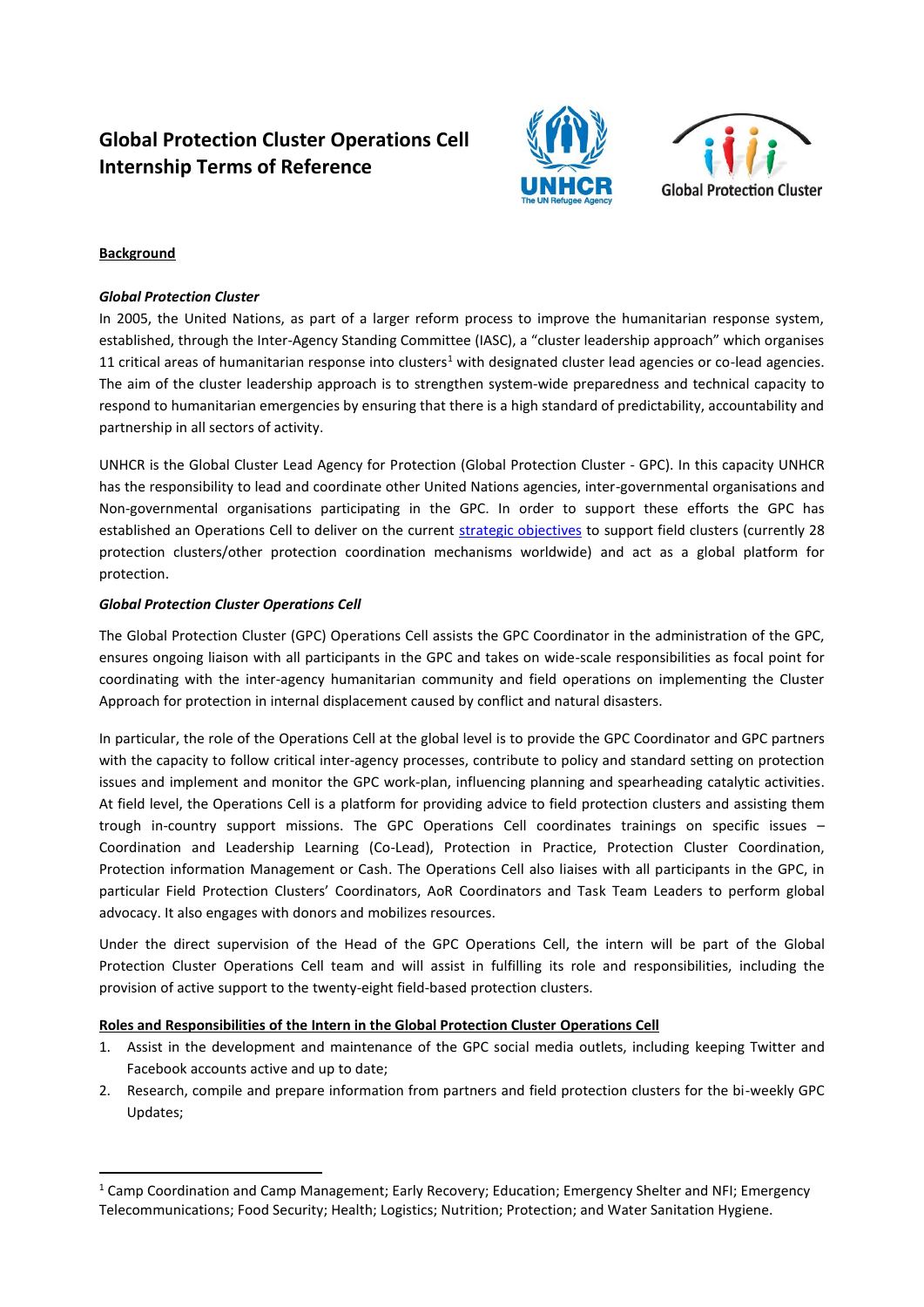# Global Protection Cluster Operations Cell Internship Terms of Reference

**Background**

***Global Protection Cluster***

In 2005, the United Nations, as part of a larger reform process to improve the humanitarian response system, established, through the Inter-Agency Standing Committee (IASC), a "cluster leadership approach" which organises 11 critical areas of humanitarian response into clusters[1] with designated cluster lead agencies or co-lead agencies. The aim of the cluster leadership approach is to strengthen system-wide preparedness and technical capacity to respond to humanitarian emergencies by ensuring that there is a high standard of predictability, accountability and partnership in all sectors of activity.

UNHCR is the Global Cluster Lead Agency for Protection (Global Protection Cluster - GPC). In this capacity UNHCR has the responsibility to lead and coordinate other United Nations agencies, inter-governmental organisations and Non-governmental organisations participating in the GPC. In order to support these efforts the GPC has established an Operations Cell to deliver on the current strategic objectives to support field clusters (currently 28 protection clusters/other protection coordination mechanisms worldwide) and act as a global platform for protection.

***Global Protection Cluster Operations Cell***

The Global Protection Cluster (GPC) Operations Cell assists the GPC Coordinator in the administration of the GPC, ensures ongoing liaison with all participants in the GPC and takes on wide-scale responsibilities as focal point for coordinating with the inter-agency humanitarian community and field operations on implementing the Cluster Approach for protection in internal displacement caused by conflict and natural disasters.

In particular, the role of the Operations Cell at the global level is to provide the GPC Coordinator and GPC partners with the capacity to follow critical inter-agency processes, contribute to policy and standard setting on protection issues and implement and monitor the GPC work-plan, influencing planning and spearheading catalytic activities. At field level, the Operations Cell is a platform for providing advice to field protection clusters and assisting them trough in-country support missions. The GPC Operations Cell coordinates trainings on specific issues – Coordination and Leadership Learning (Co-Lead), Protection in Practice, Protection Cluster Coordination, Protection information Management or Cash. The Operations Cell also liaises with all participants in the GPC, in particular Field Protection Clusters' Coordinators, AoR Coordinators and Task Team Leaders to perform global advocacy. It also engages with donors and mobilizes resources.

Under the direct supervision of the Head of the GPC Operations Cell, the intern will be part of the Global Protection Cluster Operations Cell team and will assist in fulfilling its role and responsibilities, including the provision of active support to the twenty-eight field-based protection clusters.

**Roles and Responsibilities of the Intern in the Global Protection Cluster Operations Cell**

1. Assist in the development and maintenance of the GPC social media outlets, including keeping Twitter and Facebook accounts active and up to date;
2. Research, compile and prepare information from partners and field protection clusters for the bi-weekly GPC Updates;

---

[1] Camp Coordination and Camp Management; Early Recovery; Education; Emergency Shelter and NFI; Emergency Telecommunications; Food Security; Health; Logistics; Nutrition; Protection; and Water Sanitation Hygiene.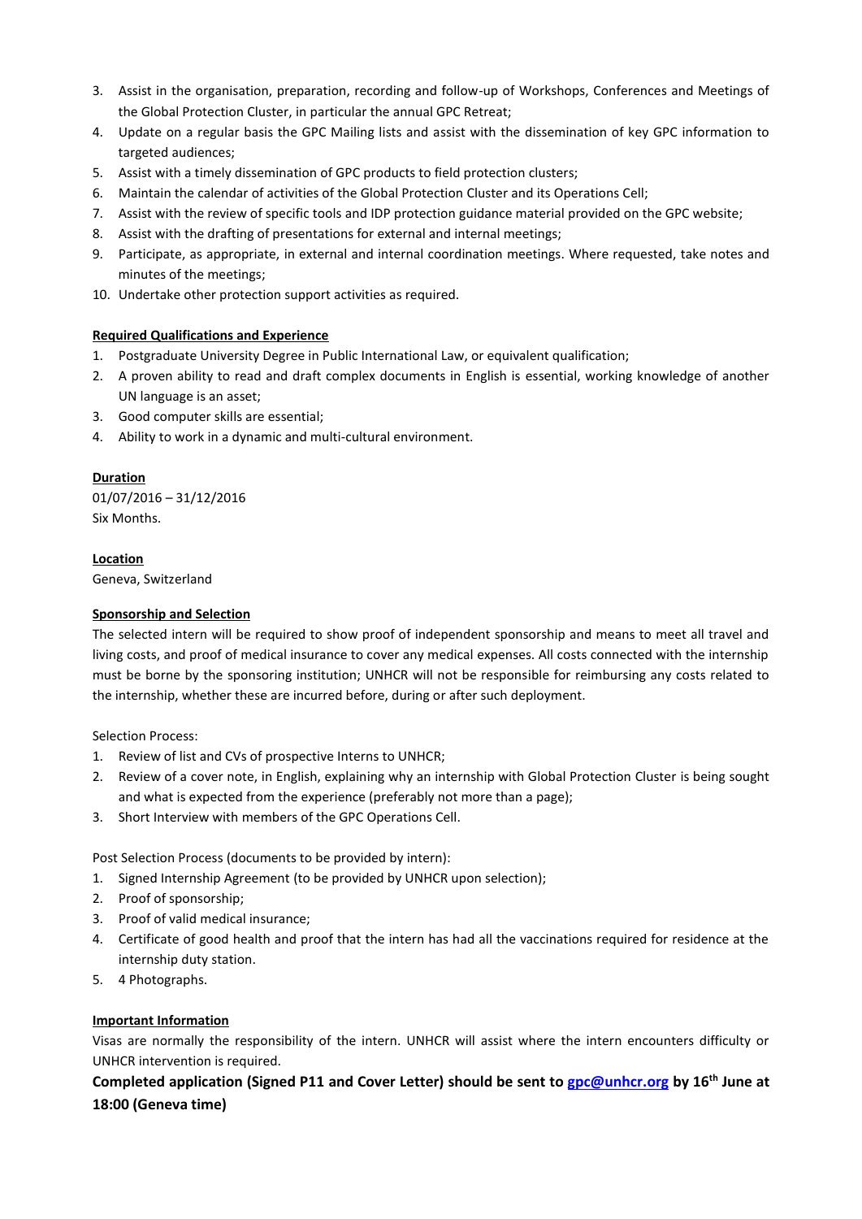3. Assist in the organisation, preparation, recording and follow-up of Workshops, Conferences and Meetings of the Global Protection Cluster, in particular the annual GPC Retreat;
4. Update on a regular basis the GPC Mailing lists and assist with the dissemination of key GPC information to targeted audiences;
5. Assist with a timely dissemination of GPC products to field protection clusters;
6. Maintain the calendar of activities of the Global Protection Cluster and its Operations Cell;
7. Assist with the review of specific tools and IDP protection guidance material provided on the GPC website;
8. Assist with the drafting of presentations for external and internal meetings;
9. Participate, as appropriate, in external and internal coordination meetings. Where requested, take notes and minutes of the meetings;
10. Undertake other protection support activities as required.

**Required Qualifications and Experience**

1. Postgraduate University Degree in Public International Law, or equivalent qualification;
2. A proven ability to read and draft complex documents in English is essential, working knowledge of another UN language is an asset;
3. Good computer skills are essential;
4. Ability to work in a dynamic and multi-cultural environment.

**Duration**

01/07/2016 – 31/12/2016
Six Months.

**Location**

Geneva, Switzerland

**Sponsorship and Selection**

The selected intern will be required to show proof of independent sponsorship and means to meet all travel and living costs, and proof of medical insurance to cover any medical expenses. All costs connected with the internship must be borne by the sponsoring institution; UNHCR will not be responsible for reimbursing any costs related to the internship, whether these are incurred before, during or after such deployment.

Selection Process:

1. Review of list and CVs of prospective Interns to UNHCR;
2. Review of a cover note, in English, explaining why an internship with Global Protection Cluster is being sought and what is expected from the experience (preferably not more than a page);
3. Short Interview with members of the GPC Operations Cell.

Post Selection Process (documents to be provided by intern):

1. Signed Internship Agreement (to be provided by UNHCR upon selection);
2. Proof of sponsorship;
3. Proof of valid medical insurance;
4. Certificate of good health and proof that the intern has had all the vaccinations required for residence at the internship duty station.
5. 4 Photographs.

**Important Information**

Visas are normally the responsibility of the intern. UNHCR will assist where the intern encounters difficulty or UNHCR intervention is required.

**Completed application (Signed P11 and Cover Letter) should be sent to gpc@unhcr.org by 16th June at 18:00 (Geneva time)**